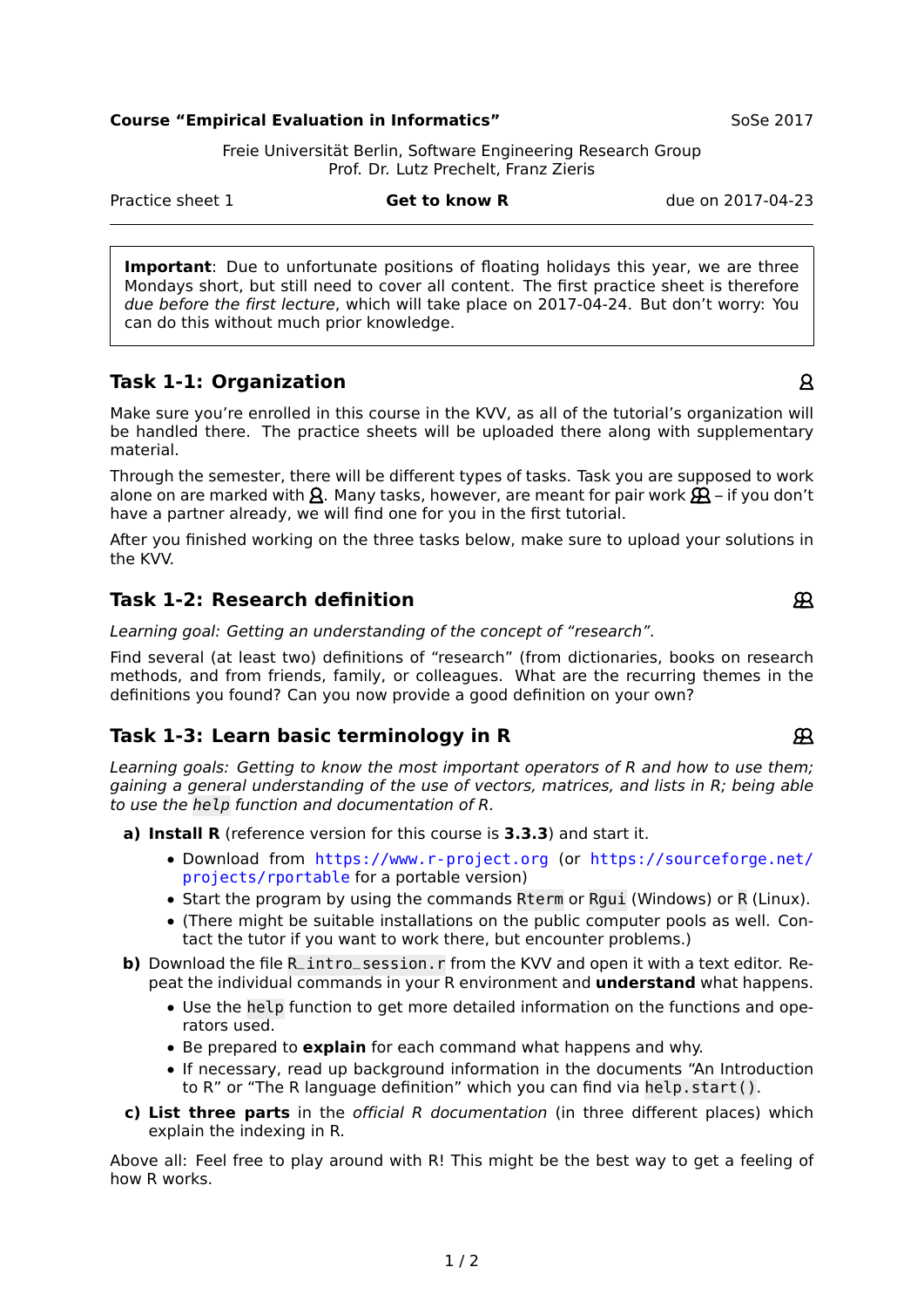**Course "Empirical Evaluation in Informatics"** SoSe 2017

Freie Universität Berlin, Software Engineering Research Group
Prof. Dr. Lutz Prechelt, Franz Zieris

Practice sheet 1 **Get to know R** due on 2017-04-23

---

**Important**: Due to unfortunate positions of floating holidays this year, we are three Mondays short, but still need to cover all content. The first practice sheet is therefore *due before the first lecture*, which will take place on 2017-04-24. But don't worry: You can do this without much prior knowledge.

## Task 1-1: Organization

Make sure you're enrolled in this course in the KVV, as all of the tutorial's organization will be handled there. The practice sheets will be uploaded there along with supplementary material.

Through the semester, there will be different types of tasks. Task you are supposed to work alone on are marked with 👤. Many tasks, however, are meant for pair work 👥 – if you don't have a partner already, we will find one for you in the first tutorial.

After you finished working on the three tasks below, make sure to upload your solutions in the KVV.

## Task 1-2: Research definition

*Learning goal: Getting an understanding of the concept of "research".*

Find several (at least two) definitions of "research" (from dictionaries, books on research methods, and from friends, family, or colleagues. What are the recurring themes in the definitions you found? Can you now provide a good definition on your own?

## Task 1-3: Learn basic terminology in R

*Learning goals: Getting to know the most important operators of R and how to use them; gaining a general understanding of the use of vectors, matrices, and lists in R; being able to use the `help` function and documentation of R.*

**a) Install R** (reference version for this course is **3.3.3**) and start it.
- Download from https://www.r-project.org (or https://sourceforge.net/projects/rportable for a portable version)
- Start the program by using the commands `Rterm` or `Rgui` (Windows) or `R` (Linux).
- (There might be suitable installations on the public computer pools as well. Contact the tutor if you want to work there, but encounter problems.)

**b)** Download the file `R_intro_session.r` from the KVV and open it with a text editor. Repeat the individual commands in your R environment and **understand** what happens.
- Use the `help` function to get more detailed information on the functions and operators used.
- Be prepared to **explain** for each command what happens and why.
- If necessary, read up background information in the documents "An Introduction to R" or "The R language definition" which you can find via `help.start()`.

**c) List three parts** in the *official R documentation* (in three different places) which explain the indexing in R.

Above all: Feel free to play around with R! This might be the best way to get a feeling of how R works.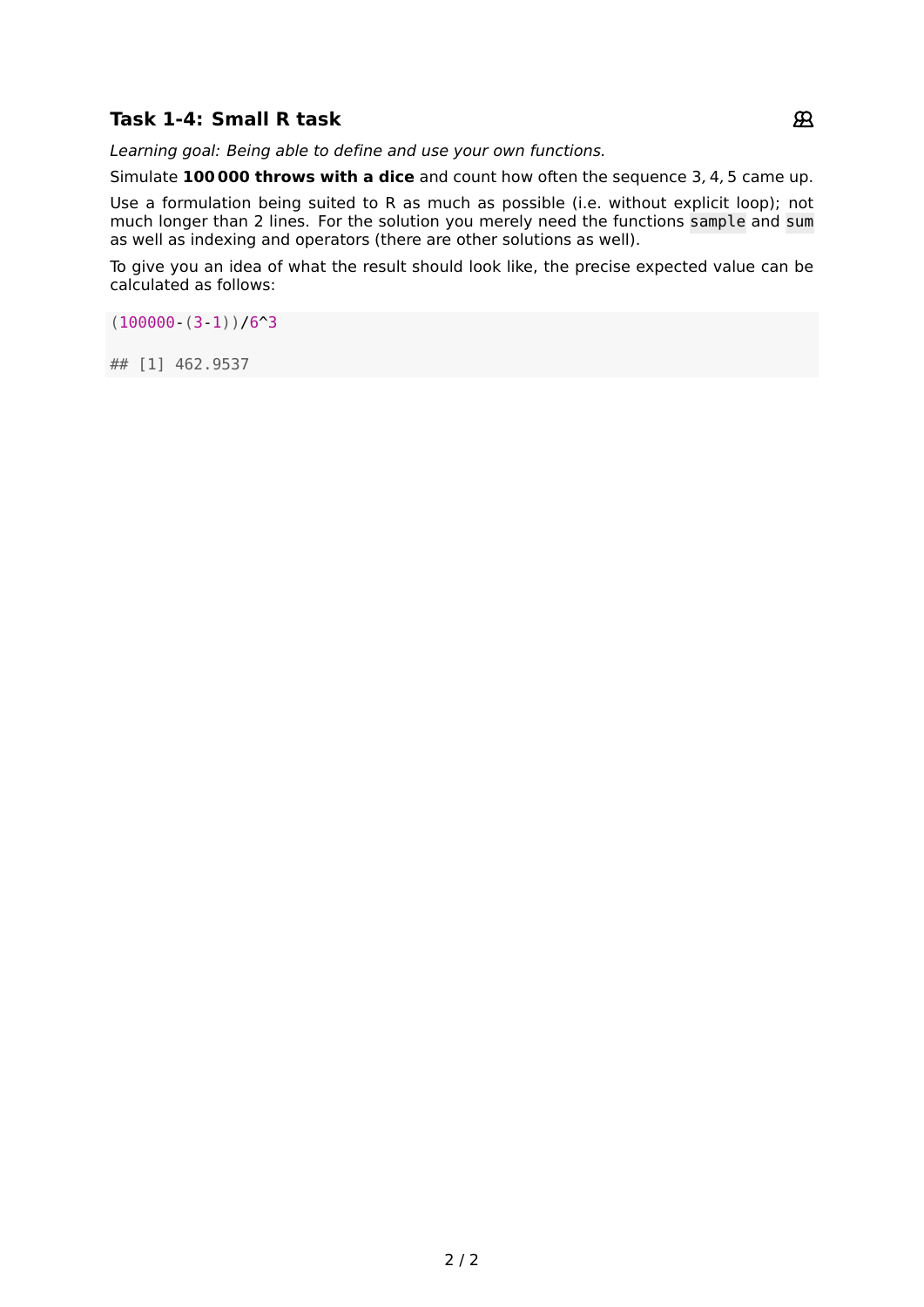### Task 1-4: Small R task

*Learning goal: Being able to define and use your own functions.*

Simulate **100 000 throws with a dice** and count how often the sequence 3, 4, 5 came up.

Use a formulation being suited to R as much as possible (i.e. without explicit loop); not much longer than 2 lines. For the solution you merely need the functions `sample` and `sum` as well as indexing and operators (there are other solutions as well).

To give you an idea of what the result should look like, the precise expected value can be calculated as follows:

```
(100000-(3-1))/6^3

## [1] 462.9537
```